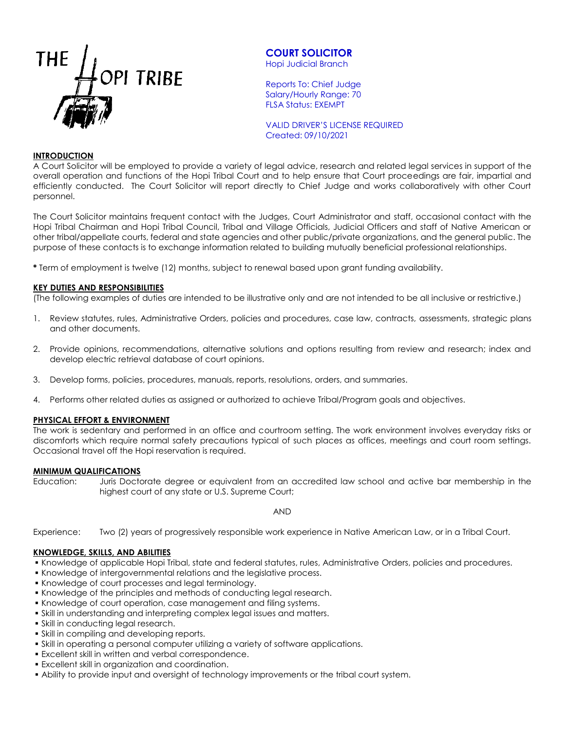THE HOPI TRIBE

# COURT SOLICITOR

Hopi Judicial Branch

Reports To: Chief Judge
Salary/Hourly Range: 70
FLSA Status: EXEMPT

VALID DRIVER'S LICENSE REQUIRED
Created: 09/10/2021

## INTRODUCTION

A Court Solicitor will be employed to provide a variety of legal advice, research and related legal services in support of the overall operation and functions of the Hopi Tribal Court and to help ensure that Court proceedings are fair, impartial and efficiently conducted. The Court Solicitor will report directly to Chief Judge and works collaboratively with other Court personnel.

The Court Solicitor maintains frequent contact with the Judges, Court Administrator and staff, occasional contact with the Hopi Tribal Chairman and Hopi Tribal Council, Tribal and Village Officials, Judicial Officers and staff of Native American or other tribal/appellate courts, federal and state agencies and other public/private organizations, and the general public. The purpose of these contacts is to exchange information related to building mutually beneficial professional relationships.

**\*** Term of employment is twelve (12) months, subject to renewal based upon grant funding availability.

## KEY DUTIES AND RESPONSIBILITIES

(The following examples of duties are intended to be illustrative only and are not intended to be all inclusive or restrictive.)

1. Review statutes, rules, Administrative Orders, policies and procedures, case law, contracts, assessments, strategic plans and other documents.
2. Provide opinions, recommendations, alternative solutions and options resulting from review and research; index and develop electric retrieval database of court opinions.
3. Develop forms, policies, procedures, manuals, reports, resolutions, orders, and summaries.
4. Performs other related duties as assigned or authorized to achieve Tribal/Program goals and objectives.

## PHYSICAL EFFORT & ENVIRONMENT

The work is sedentary and performed in an office and courtroom setting. The work environment involves everyday risks or discomforts which require normal safety precautions typical of such places as offices, meetings and court room settings. Occasional travel off the Hopi reservation is required.

## MINIMUM QUALIFICATIONS

Education: Juris Doctorate degree or equivalent from an accredited law school and active bar membership in the highest court of any state or U.S. Supreme Court;

AND

Experience: Two (2) years of progressively responsible work experience in Native American Law, or in a Tribal Court.

## KNOWLEDGE, SKILLS, AND ABILITIES

- Knowledge of applicable Hopi Tribal, state and federal statutes, rules, Administrative Orders, policies and procedures.
- Knowledge of intergovernmental relations and the legislative process.
- Knowledge of court processes and legal terminology.
- Knowledge of the principles and methods of conducting legal research.
- Knowledge of court operation, case management and filing systems.
- Skill in understanding and interpreting complex legal issues and matters.
- Skill in conducting legal research.
- Skill in compiling and developing reports.
- Skill in operating a personal computer utilizing a variety of software applications.
- Excellent skill in written and verbal correspondence.
- Excellent skill in organization and coordination.
- Ability to provide input and oversight of technology improvements or the tribal court system.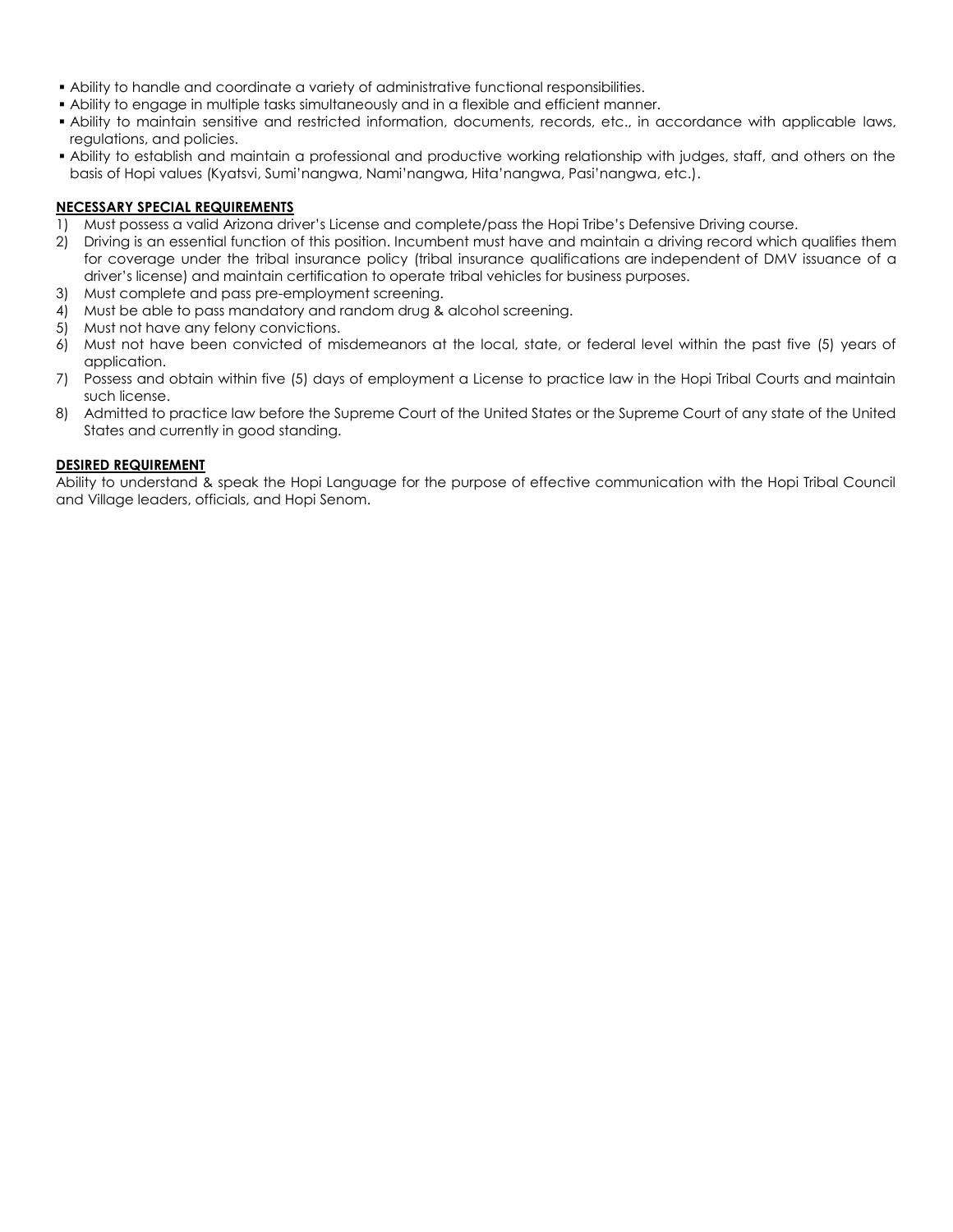- Ability to handle and coordinate a variety of administrative functional responsibilities.
- Ability to engage in multiple tasks simultaneously and in a flexible and efficient manner.
- Ability to maintain sensitive and restricted information, documents, records, etc., in accordance with applicable laws, regulations, and policies.
- Ability to establish and maintain a professional and productive working relationship with judges, staff, and others on the basis of Hopi values (Kyatsvi, Sumi'nangwa, Nami'nangwa, Hita'nangwa, Pasi'nangwa, etc.).

**NECESSARY SPECIAL REQUIREMENTS**

1) Must possess a valid Arizona driver's License and complete/pass the Hopi Tribe's Defensive Driving course.
2) Driving is an essential function of this position. Incumbent must have and maintain a driving record which qualifies them for coverage under the tribal insurance policy (tribal insurance qualifications are independent of DMV issuance of a driver's license) and maintain certification to operate tribal vehicles for business purposes.
3) Must complete and pass pre-employment screening.
4) Must be able to pass mandatory and random drug & alcohol screening.
5) Must not have any felony convictions.
6) Must not have been convicted of misdemeanors at the local, state, or federal level within the past five (5) years of application.
7) Possess and obtain within five (5) days of employment a License to practice law in the Hopi Tribal Courts and maintain such license.
8) Admitted to practice law before the Supreme Court of the United States or the Supreme Court of any state of the United States and currently in good standing.

**DESIRED REQUIREMENT**

Ability to understand & speak the Hopi Language for the purpose of effective communication with the Hopi Tribal Council and Village leaders, officials, and Hopi Senom.